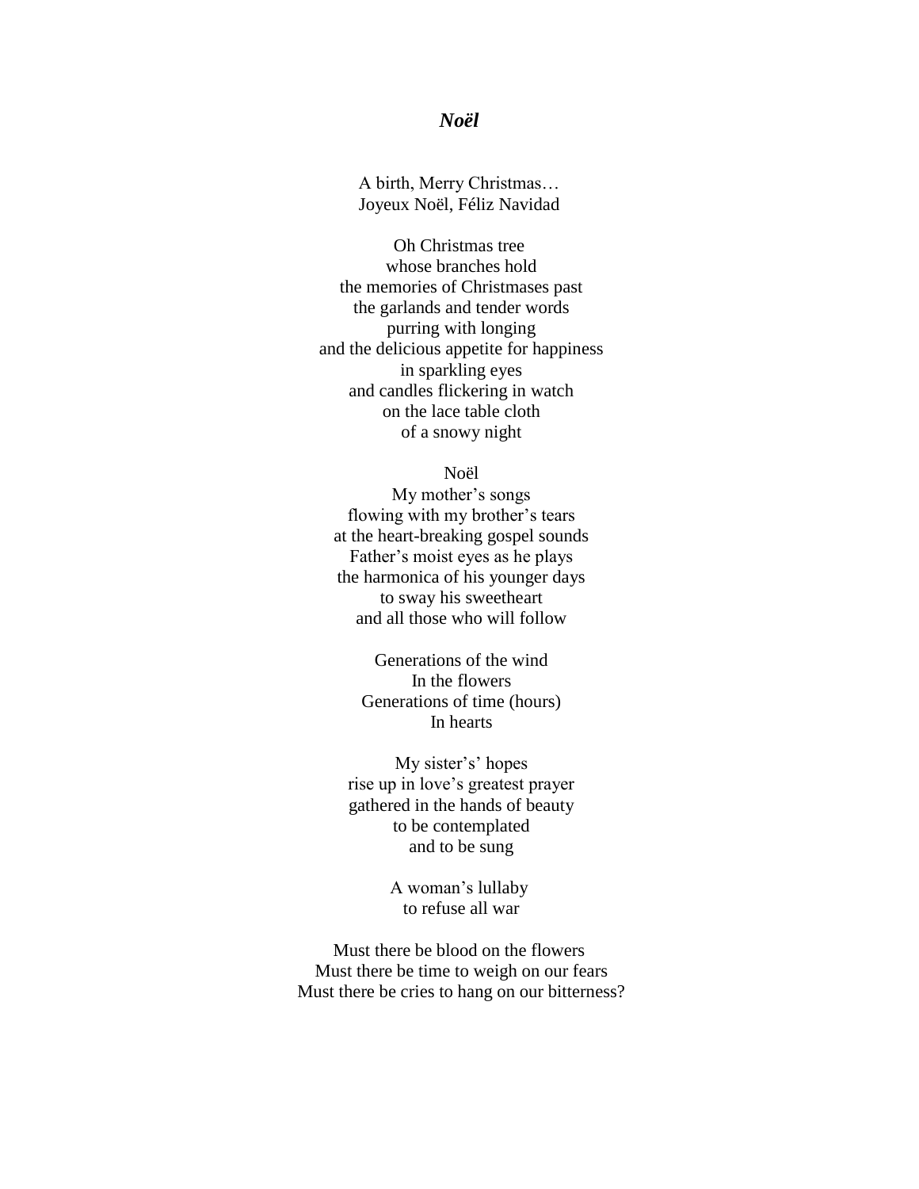# *Noël*

A birth, Merry Christmas…  
Joyeux Noël, Féliz Navidad

Oh Christmas tree  
whose branches hold  
the memories of Christmases past  
the garlands and tender words  
purring with longing  
and the delicious appetite for happiness  
in sparkling eyes  
and candles flickering in watch  
on the lace table cloth  
of a snowy night

Noël  
My mother's songs  
flowing with my brother's tears  
at the heart-breaking gospel sounds  
Father's moist eyes as he plays  
the harmonica of his younger days  
to sway his sweetheart  
and all those who will follow

Generations of the wind  
In the flowers  
Generations of time (hours)  
In hearts

My sister's' hopes  
rise up in love's greatest prayer  
gathered in the hands of beauty  
to be contemplated  
and to be sung

A woman's lullaby  
to refuse all war

Must there be blood on the flowers  
Must there be time to weigh on our fears  
Must there be cries to hang on our bitterness?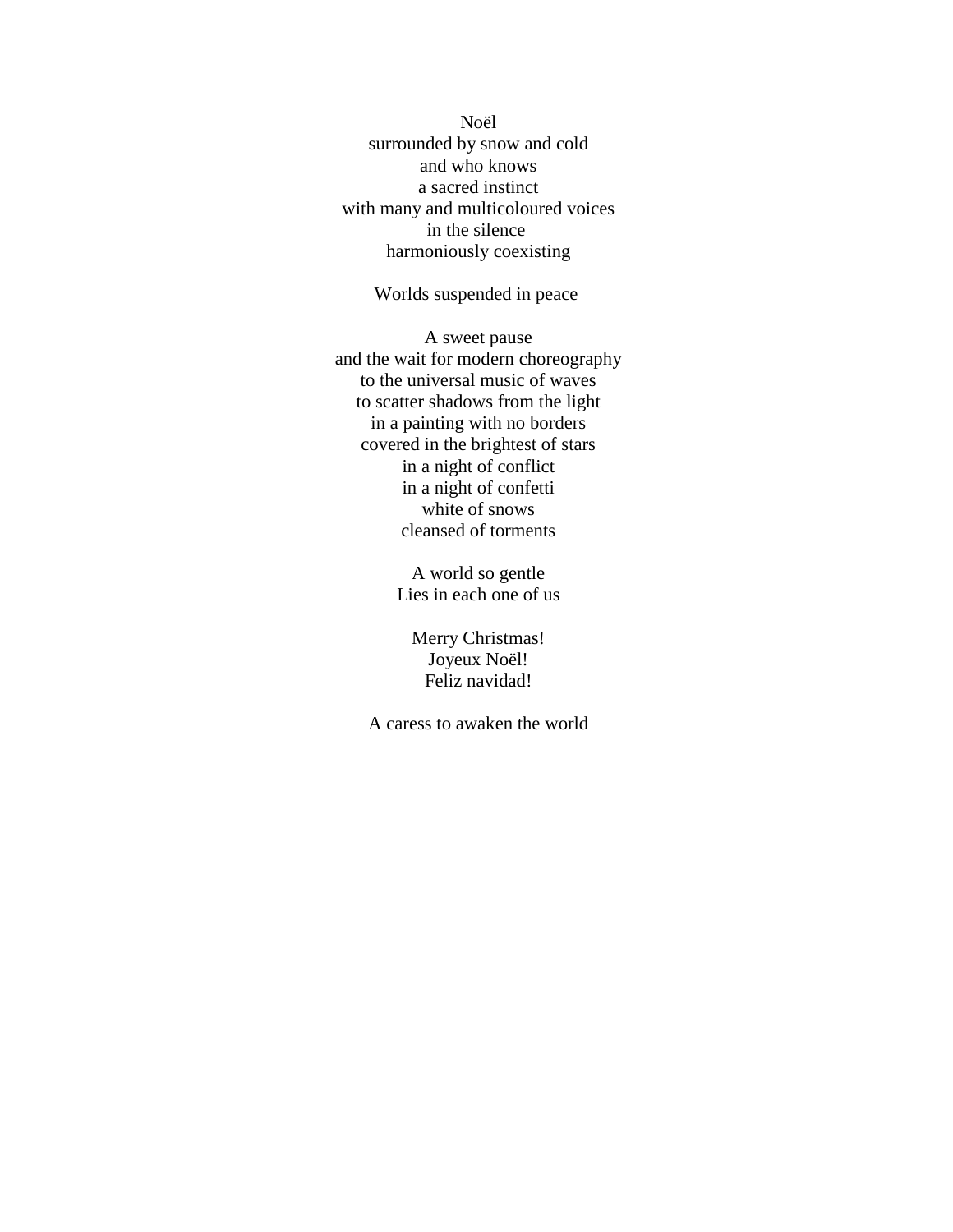Noël  
surrounded by snow and cold  
and who knows  
a sacred instinct  
with many and multicoloured voices  
in the silence  
harmoniously coexisting

Worlds suspended in peace

A sweet pause  
and the wait for modern choreography  
to the universal music of waves  
to scatter shadows from the light  
in a painting with no borders  
covered in the brightest of stars  
in a night of conflict  
in a night of confetti  
white of snows  
cleansed of torments

A world so gentle  
Lies in each one of us

Merry Christmas!  
Joyeux Noël!  
Feliz navidad!

A caress to awaken the world